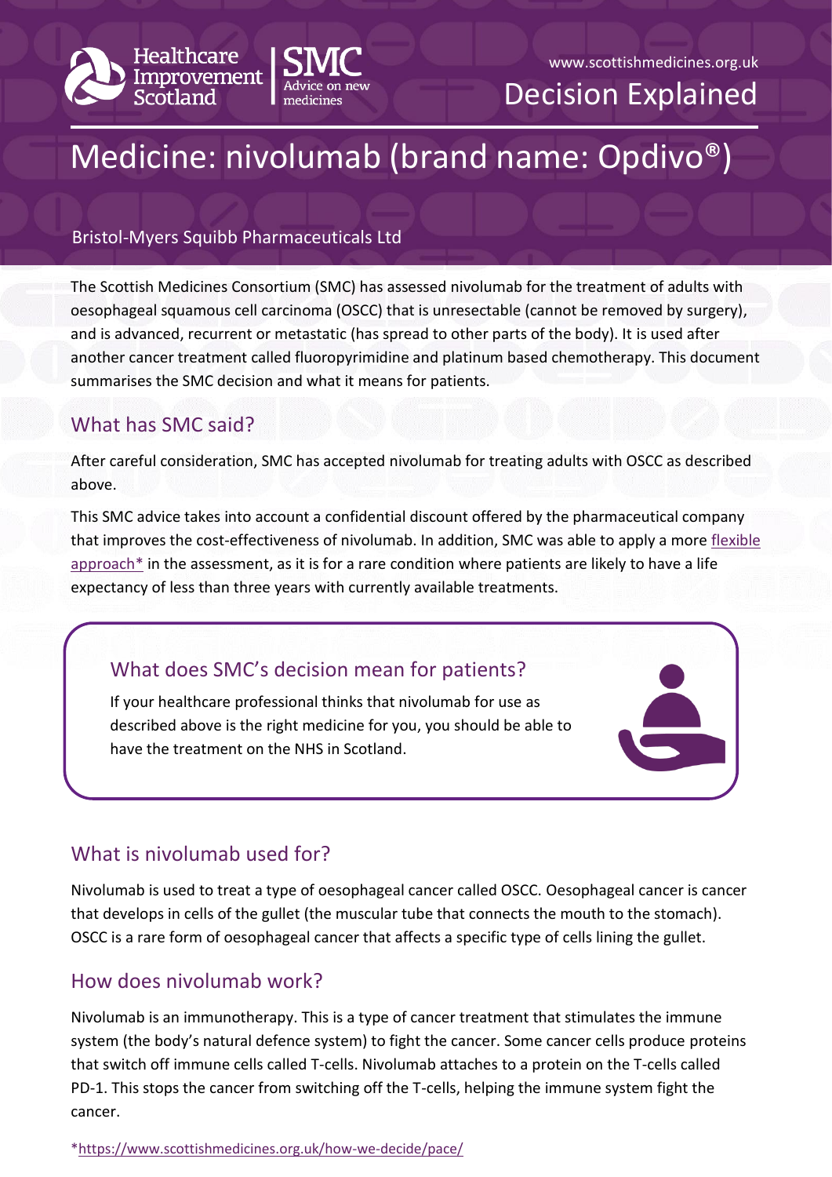Healthcare Improvement Scotland | SMC Advice on new medicines

www.scottishmedicines.org.uk

Decision Explained

# Medicine: nivolumab (brand name: Opdivo®)

Bristol-Myers Squibb Pharmaceuticals Ltd

The Scottish Medicines Consortium (SMC) has assessed nivolumab for the treatment of adults with oesophageal squamous cell carcinoma (OSCC) that is unresectable (cannot be removed by surgery), and is advanced, recurrent or metastatic (has spread to other parts of the body). It is used after another cancer treatment called fluoropyrimidine and platinum based chemotherapy. This document summarises the SMC decision and what it means for patients.

## What has SMC said?

After careful consideration, SMC has accepted nivolumab for treating adults with OSCC as described above.

This SMC advice takes into account a confidential discount offered by the pharmaceutical company that improves the cost-effectiveness of nivolumab. In addition, SMC was able to apply a more flexible approach* in the assessment, as it is for a rare condition where patients are likely to have a life expectancy of less than three years with currently available treatments.

### What does SMC's decision mean for patients?

If your healthcare professional thinks that nivolumab for use as described above is the right medicine for you, you should be able to have the treatment on the NHS in Scotland.

## What is nivolumab used for?

Nivolumab is used to treat a type of oesophageal cancer called OSCC. Oesophageal cancer is cancer that develops in cells of the gullet (the muscular tube that connects the mouth to the stomach). OSCC is a rare form of oesophageal cancer that affects a specific type of cells lining the gullet.

## How does nivolumab work?

Nivolumab is an immunotherapy. This is a type of cancer treatment that stimulates the immune system (the body's natural defence system) to fight the cancer. Some cancer cells produce proteins that switch off immune cells called T-cells. Nivolumab attaches to a protein on the T-cells called PD-1. This stops the cancer from switching off the T-cells, helping the immune system fight the cancer.

*https://www.scottishmedicines.org.uk/how-we-decide/pace/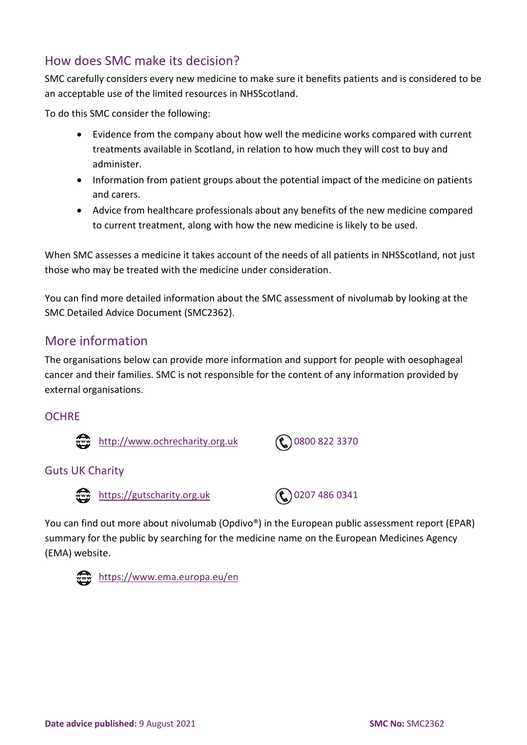## How does SMC make its decision?

SMC carefully considers every new medicine to make sure it benefits patients and is considered to be an acceptable use of the limited resources in NHSScotland.

To do this SMC consider the following:

- Evidence from the company about how well the medicine works compared with current treatments available in Scotland, in relation to how much they will cost to buy and administer.
- Information from patient groups about the potential impact of the medicine on patients and carers.
- Advice from healthcare professionals about any benefits of the new medicine compared to current treatment, along with how the new medicine is likely to be used.

When SMC assesses a medicine it takes account of the needs of all patients in NHSScotland, not just those who may be treated with the medicine under consideration.

You can find more detailed information about the SMC assessment of nivolumab by looking at the SMC Detailed Advice Document (SMC2362).

## More information

The organisations below can provide more information and support for people with oesophageal cancer and their families. SMC is not responsible for the content of any information provided by external organisations.

### OCHRE

http://www.ochrecharity.org.uk     0800 822 3370

### Guts UK Charity

https://gutscharity.org.uk     0207 486 0341

You can find out more about nivolumab (Opdivo®) in the European public assessment report (EPAR) summary for the public by searching for the medicine name on the European Medicines Agency (EMA) website.

https://www.ema.europa.eu/en

**Date advice published:** 9 August 2021     **SMC No:** SMC2362